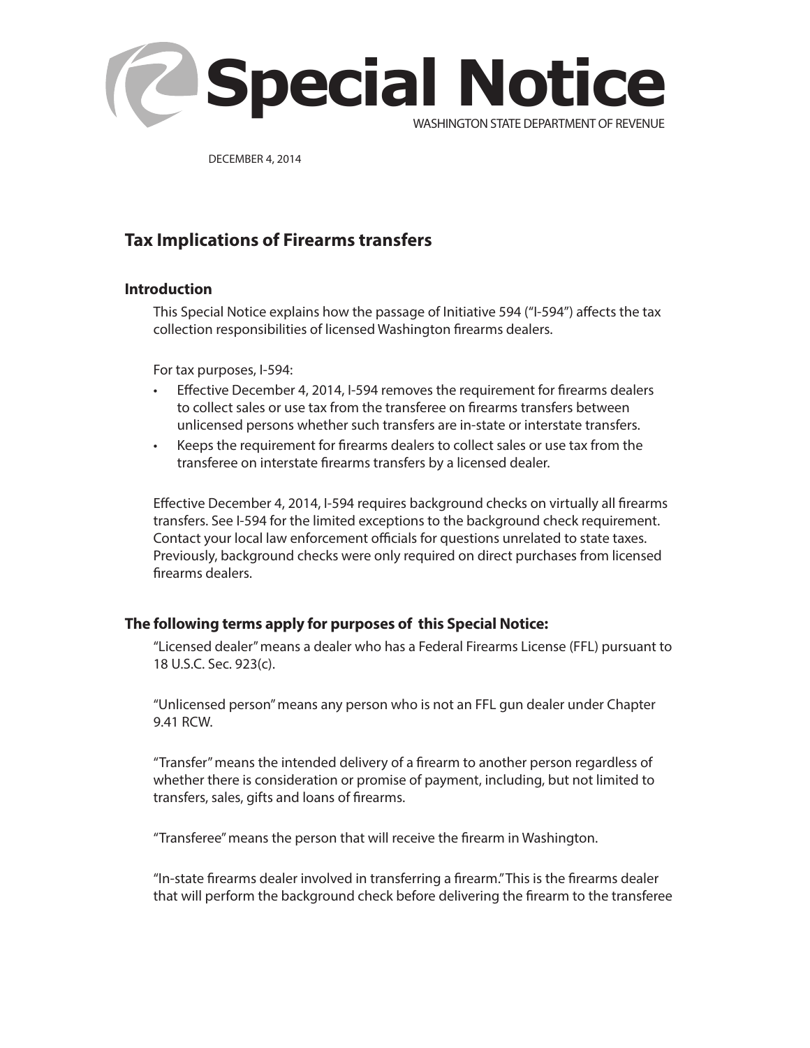# Special Notice

WASHINGTON STATE DEPARTMENT OF REVENUE

DECEMBER 4, 2014

## Tax Implications of Firearms transfers

### Introduction

This Special Notice explains how the passage of Initiative 594 ("I-594") affects the tax collection responsibilities of licensed Washington firearms dealers.

For tax purposes, I-594:

- Effective December 4, 2014, I-594 removes the requirement for firearms dealers to collect sales or use tax from the transferee on firearms transfers between unlicensed persons whether such transfers are in-state or interstate transfers.
- Keeps the requirement for firearms dealers to collect sales or use tax from the transferee on interstate firearms transfers by a licensed dealer.

Effective December 4, 2014, I-594 requires background checks on virtually all firearms transfers. See I-594 for the limited exceptions to the background check requirement. Contact your local law enforcement officials for questions unrelated to state taxes. Previously, background checks were only required on direct purchases from licensed firearms dealers.

### The following terms apply for purposes of this Special Notice:

"Licensed dealer" means a dealer who has a Federal Firearms License (FFL) pursuant to 18 U.S.C. Sec. 923(c).

"Unlicensed person" means any person who is not an FFL gun dealer under Chapter 9.41 RCW.

"Transfer" means the intended delivery of a firearm to another person regardless of whether there is consideration or promise of payment, including, but not limited to transfers, sales, gifts and loans of firearms.

"Transferee" means the person that will receive the firearm in Washington.

"In-state firearms dealer involved in transferring a firearm." This is the firearms dealer that will perform the background check before delivering the firearm to the transferee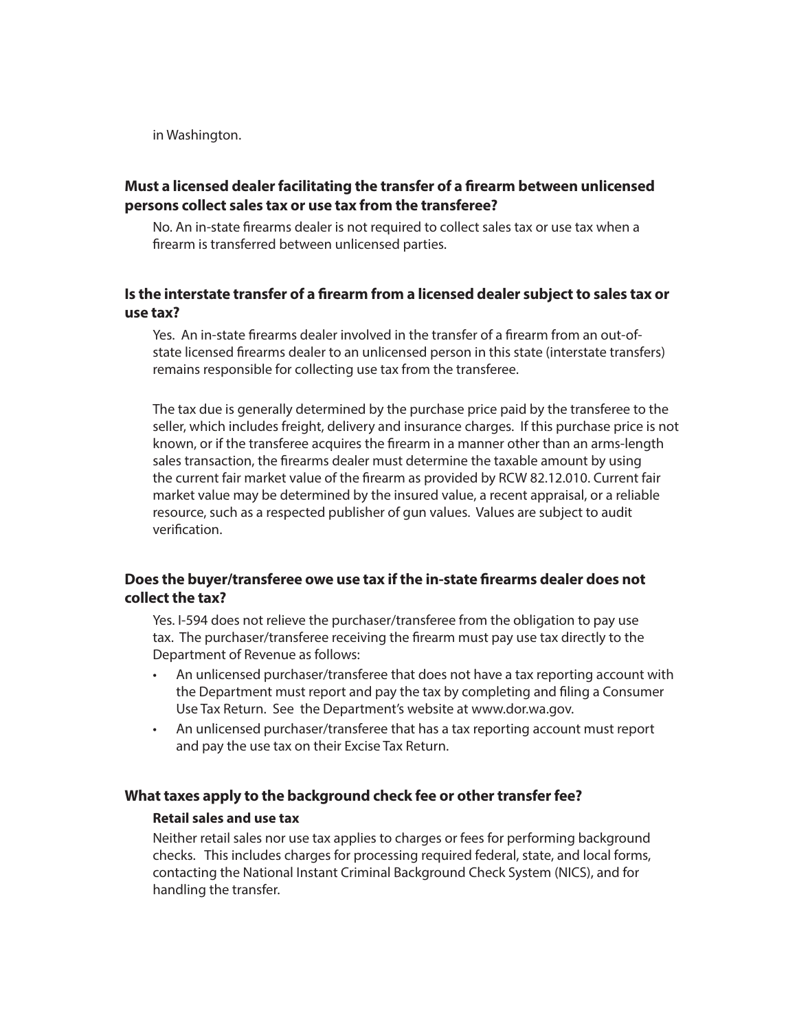in Washington.

### Must a licensed dealer facilitating the transfer of a firearm between unlicensed persons collect sales tax or use tax from the transferee?

No. An in-state firearms dealer is not required to collect sales tax or use tax when a firearm is transferred between unlicensed parties.

### Is the interstate transfer of a firearm from a licensed dealer subject to sales tax or use tax?

Yes. An in-state firearms dealer involved in the transfer of a firearm from an out-of-state licensed firearms dealer to an unlicensed person in this state (interstate transfers) remains responsible for collecting use tax from the transferee.

The tax due is generally determined by the purchase price paid by the transferee to the seller, which includes freight, delivery and insurance charges. If this purchase price is not known, or if the transferee acquires the firearm in a manner other than an arms-length sales transaction, the firearms dealer must determine the taxable amount by using the current fair market value of the firearm as provided by RCW 82.12.010. Current fair market value may be determined by the insured value, a recent appraisal, or a reliable resource, such as a respected publisher of gun values. Values are subject to audit verification.

### Does the buyer/transferee owe use tax if the in-state firearms dealer does not collect the tax?

Yes. I-594 does not relieve the purchaser/transferee from the obligation to pay use tax. The purchaser/transferee receiving the firearm must pay use tax directly to the Department of Revenue as follows:

- An unlicensed purchaser/transferee that does not have a tax reporting account with the Department must report and pay the tax by completing and filing a Consumer Use Tax Return. See the Department's website at www.dor.wa.gov.
- An unlicensed purchaser/transferee that has a tax reporting account must report and pay the use tax on their Excise Tax Return.

### What taxes apply to the background check fee or other transfer fee?

**Retail sales and use tax**

Neither retail sales nor use tax applies to charges or fees for performing background checks. This includes charges for processing required federal, state, and local forms, contacting the National Instant Criminal Background Check System (NICS), and for handling the transfer.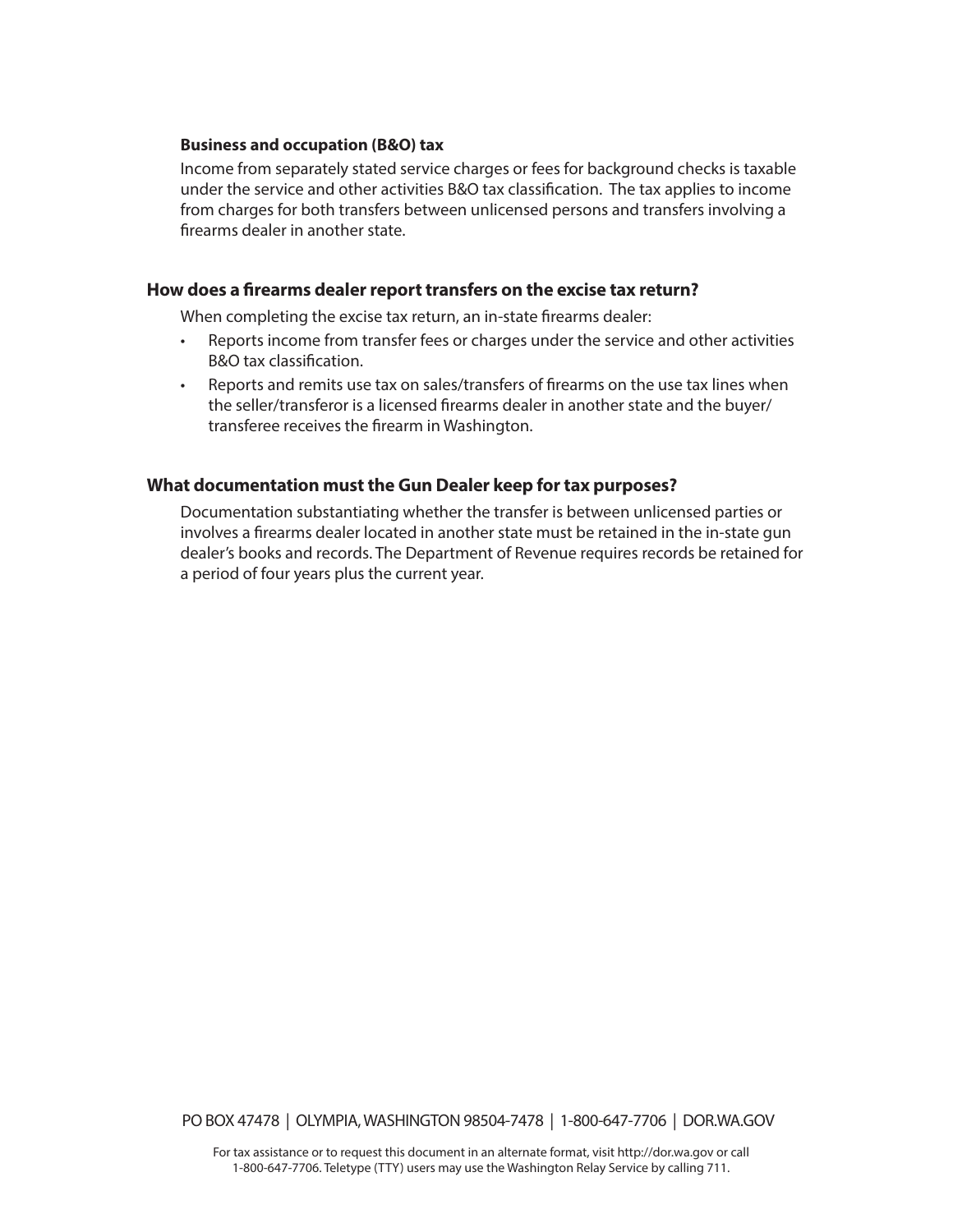### Business and occupation (B&O) tax

Income from separately stated service charges or fees for background checks is taxable under the service and other activities B&O tax classification. The tax applies to income from charges for both transfers between unlicensed persons and transfers involving a firearms dealer in another state.

## How does a firearms dealer report transfers on the excise tax return?

When completing the excise tax return, an in-state firearms dealer:

- Reports income from transfer fees or charges under the service and other activities B&O tax classification.
- Reports and remits use tax on sales/transfers of firearms on the use tax lines when the seller/transferor is a licensed firearms dealer in another state and the buyer/transferee receives the firearm in Washington.

## What documentation must the Gun Dealer keep for tax purposes?

Documentation substantiating whether the transfer is between unlicensed parties or involves a firearms dealer located in another state must be retained in the in-state gun dealer's books and records. The Department of Revenue requires records be retained for a period of four years plus the current year.

PO BOX 47478 | OLYMPIA, WASHINGTON 98504-7478 | 1-800-647-7706 | DOR.WA.GOV

For tax assistance or to request this document in an alternate format, visit http://dor.wa.gov or call 1-800-647-7706. Teletype (TTY) users may use the Washington Relay Service by calling 711.